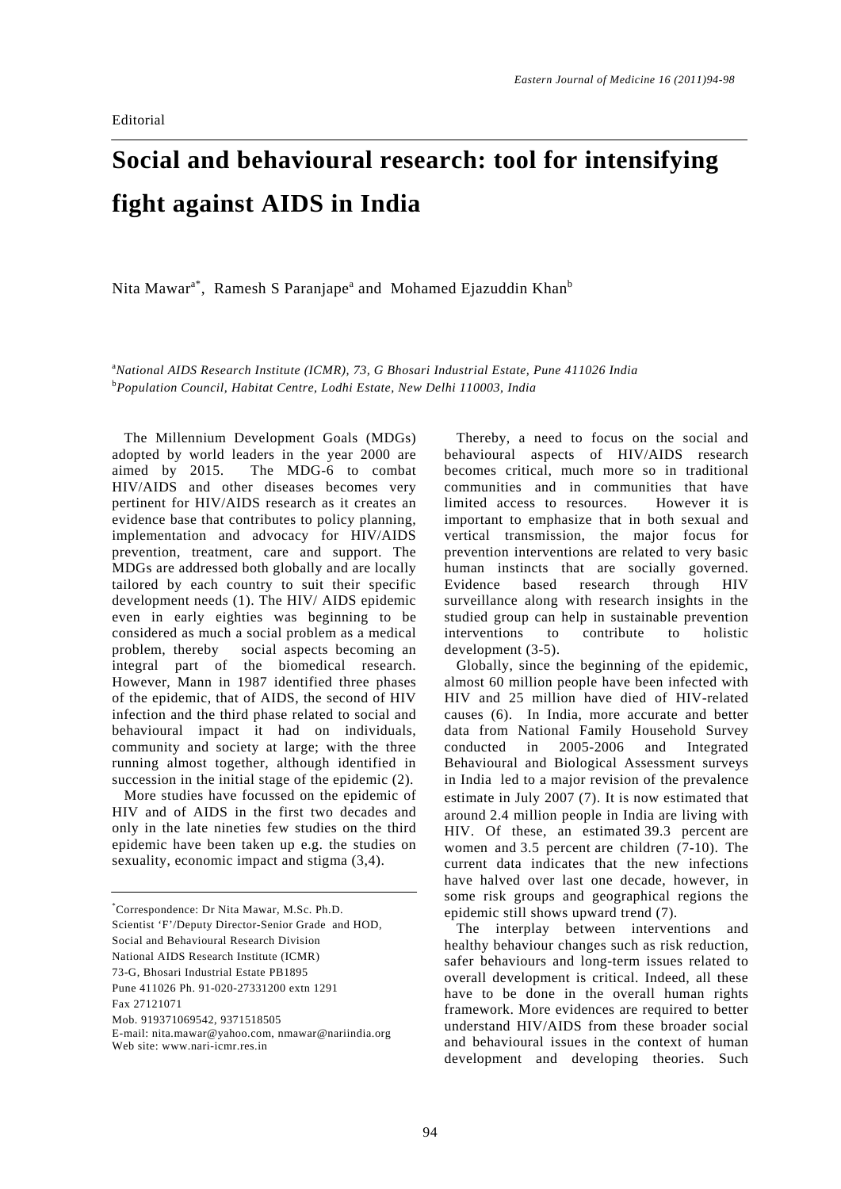Editorial

# Social and behavioural research: tool for intensifying fight against AIDS in India

Nita Mawar[a*], Ramesh S Paranjape[a] and Mohamed Ejazuddin Khan[b]

[a]*National AIDS Research Institute (ICMR), 73, G Bhosari Industrial Estate, Pune 411026 India*
[b]*Population Council, Habitat Centre, Lodhi Estate, New Delhi 110003, India*

The Millennium Development Goals (MDGs) adopted by world leaders in the year 2000 are aimed by 2015. The MDG-6 to combat HIV/AIDS and other diseases becomes very pertinent for HIV/AIDS research as it creates an evidence base that contributes to policy planning, implementation and advocacy for HIV/AIDS prevention, treatment, care and support. The MDGs are addressed both globally and are locally tailored by each country to suit their specific development needs (1). The HIV/ AIDS epidemic even in early eighties was beginning to be considered as much a social problem as a medical problem, thereby social aspects becoming an integral part of the biomedical research. However, Mann in 1987 identified three phases of the epidemic, that of AIDS, the second of HIV infection and the third phase related to social and behavioural impact it had on individuals, community and society at large; with the three running almost together, although identified in succession in the initial stage of the epidemic (2).

More studies have focussed on the epidemic of HIV and of AIDS in the first two decades and only in the late nineties few studies on the third epidemic have been taken up e.g. the studies on sexuality, economic impact and stigma (3,4).

Thereby, a need to focus on the social and behavioural aspects of HIV/AIDS research becomes critical, much more so in traditional communities and in communities that have limited access to resources. However it is important to emphasize that in both sexual and vertical transmission, the major focus for prevention interventions are related to very basic human instincts that are socially governed. Evidence based research through HIV surveillance along with research insights in the studied group can help in sustainable prevention interventions to contribute to holistic development (3-5).

Globally, since the beginning of the epidemic, almost 60 million people have been infected with HIV and 25 million have died of HIV-related causes (6). In India, more accurate and better data from National Family Household Survey conducted in 2005-2006 and Integrated Behavioural and Biological Assessment surveys in India led to a major revision of the prevalence estimate in July 2007 (7). It is now estimated that around 2.4 million people in India are living with HIV. Of these, an estimated 39.3 percent are women and 3.5 percent are children (7-10). The current data indicates that the new infections have halved over last one decade, however, in some risk groups and geographical regions the epidemic still shows upward trend (7).

The interplay between interventions and healthy behaviour changes such as risk reduction, safer behaviours and long-term issues related to overall development is critical. Indeed, all these have to be done in the overall human rights framework. More evidences are required to better understand HIV/AIDS from these broader social and behavioural issues in the context of human development and developing theories. Such

---

*Correspondence: Dr Nita Mawar, M.Sc. Ph.D.
Scientist 'F'/Deputy Director-Senior Grade and HOD,
Social and Behavioural Research Division
National AIDS Research Institute (ICMR)
73-G, Bhosari Industrial Estate PB1895
Pune 411026 Ph. 91-020-27331200 extn 1291
Fax 27121071
Mob. 919371069542, 9371518505
E-mail: nita.mawar@yahoo.com, nmawar@nariindia.org
Web site: www.nari-icmr.res.in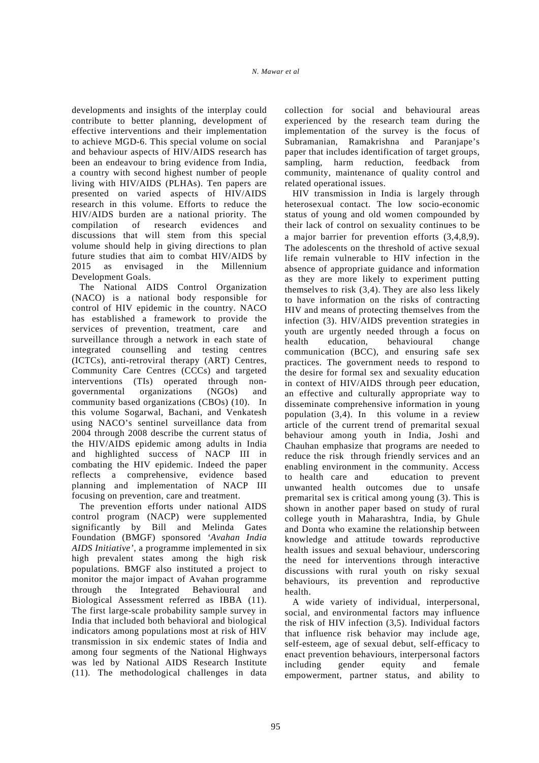developments and insights of the interplay could contribute to better planning, development of effective interventions and their implementation to achieve MGD-6. This special volume on social and behaviour aspects of HIV/AIDS research has been an endeavour to bring evidence from India, a country with second highest number of people living with HIV/AIDS (PLHAs). Ten papers are presented on varied aspects of HIV/AIDS research in this volume. Efforts to reduce the HIV/AIDS burden are a national priority. The compilation of research evidences and discussions that will stem from this special volume should help in giving directions to plan future studies that aim to combat HIV/AIDS by 2015 as envisaged in the Millennium Development Goals.

The National AIDS Control Organization (NACO) is a national body responsible for control of HIV epidemic in the country. NACO has established a framework to provide the services of prevention, treatment, care and surveillance through a network in each state of integrated counselling and testing centres (ICTCs), anti-retroviral therapy (ART) Centres, Community Care Centres (CCCs) and targeted interventions (TIs) operated through non-governmental organizations (NGOs) and community based organizations (CBOs) (10). In this volume Sogarwal, Bachani, and Venkatesh using NACO's sentinel surveillance data from 2004 through 2008 describe the current status of the HIV/AIDS epidemic among adults in India and highlighted success of NACP III in combating the HIV epidemic. Indeed the paper reflects a comprehensive, evidence based planning and implementation of NACP III focusing on prevention, care and treatment.

The prevention efforts under national AIDS control program (NACP) were supplemented significantly by Bill and Melinda Gates Foundation (BMGF) sponsored *'Avahan India AIDS Initiative'*, a programme implemented in six high prevalent states among the high risk populations. BMGF also instituted a project to monitor the major impact of Avahan programme through the Integrated Behavioural and Biological Assessment referred as IBBA (11). The first large-scale probability sample survey in India that included both behavioral and biological indicators among populations most at risk of HIV transmission in six endemic states of India and among four segments of the National Highways was led by National AIDS Research Institute (11). The methodological challenges in data collection for social and behavioural areas experienced by the research team during the implementation of the survey is the focus of Subramanian, Ramakrishna and Paranjape's paper that includes identification of target groups, sampling, harm reduction, feedback from community, maintenance of quality control and related operational issues.

HIV transmission in India is largely through heterosexual contact. The low socio-economic status of young and old women compounded by their lack of control on sexuality continues to be a major barrier for prevention efforts (3,4,8,9). The adolescents on the threshold of active sexual life remain vulnerable to HIV infection in the absence of appropriate guidance and information as they are more likely to experiment putting themselves to risk (3,4). They are also less likely to have information on the risks of contracting HIV and means of protecting themselves from the infection (3). HIV/AIDS prevention strategies in youth are urgently needed through a focus on health education, behavioural change communication (BCC), and ensuring safe sex practices. The government needs to respond to the desire for formal sex and sexuality education in context of HIV/AIDS through peer education, an effective and culturally appropriate way to disseminate comprehensive information in young population (3,4). In this volume in a review article of the current trend of premarital sexual behaviour among youth in India, Joshi and Chauhan emphasize that programs are needed to reduce the risk through friendly services and an enabling environment in the community. Access to health care and education to prevent unwanted health outcomes due to unsafe premarital sex is critical among young (3). This is shown in another paper based on study of rural college youth in Maharashtra, India, by Ghule and Donta who examine the relationship between knowledge and attitude towards reproductive health issues and sexual behaviour, underscoring the need for interventions through interactive discussions with rural youth on risky sexual behaviours, its prevention and reproductive health.

A wide variety of individual, interpersonal, social, and environmental factors may influence the risk of HIV infection (3,5). Individual factors that influence risk behavior may include age, self-esteem, age of sexual debut, self-efficacy to enact prevention behaviours, interpersonal factors including gender equity and female empowerment, partner status, and ability to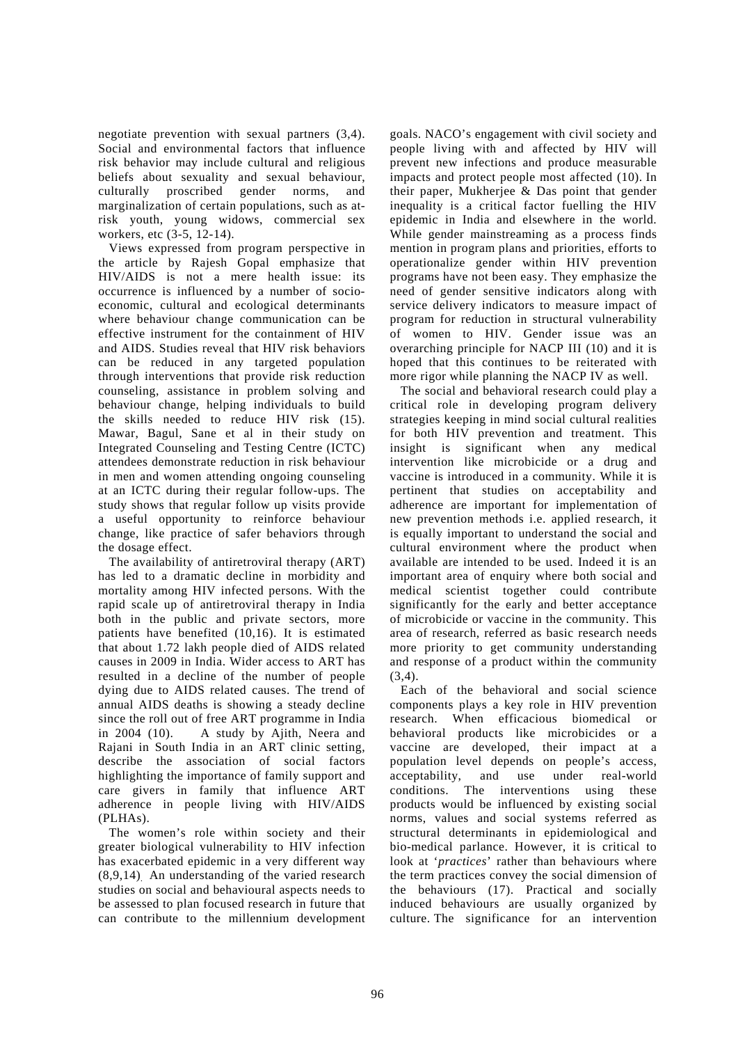negotiate prevention with sexual partners (3,4). Social and environmental factors that influence risk behavior may include cultural and religious beliefs about sexuality and sexual behaviour, culturally proscribed gender norms, and marginalization of certain populations, such as at-risk youth, young widows, commercial sex workers, etc (3-5, 12-14).

Views expressed from program perspective in the article by Rajesh Gopal emphasize that HIV/AIDS is not a mere health issue: its occurrence is influenced by a number of socio-economic, cultural and ecological determinants where behaviour change communication can be effective instrument for the containment of HIV and AIDS. Studies reveal that HIV risk behaviors can be reduced in any targeted population through interventions that provide risk reduction counseling, assistance in problem solving and behaviour change, helping individuals to build the skills needed to reduce HIV risk (15). Mawar, Bagul, Sane et al in their study on Integrated Counseling and Testing Centre (ICTC) attendees demonstrate reduction in risk behaviour in men and women attending ongoing counseling at an ICTC during their regular follow-ups. The study shows that regular follow up visits provide a useful opportunity to reinforce behaviour change, like practice of safer behaviors through the dosage effect.

The availability of antiretroviral therapy (ART) has led to a dramatic decline in morbidity and mortality among HIV infected persons. With the rapid scale up of antiretroviral therapy in India both in the public and private sectors, more patients have benefited (10,16). It is estimated that about 1.72 lakh people died of AIDS related causes in 2009 in India. Wider access to ART has resulted in a decline of the number of people dying due to AIDS related causes. The trend of annual AIDS deaths is showing a steady decline since the roll out of free ART programme in India in 2004 (10). A study by Ajith, Neera and Rajani in South India in an ART clinic setting, describe the association of social factors highlighting the importance of family support and care givers in family that influence ART adherence in people living with HIV/AIDS (PLHAs).

The women's role within society and their greater biological vulnerability to HIV infection has exacerbated epidemic in a very different way (8,9,14). An understanding of the varied research studies on social and behavioural aspects needs to be assessed to plan focused research in future that can contribute to the millennium development goals. NACO's engagement with civil society and people living with and affected by HIV will prevent new infections and produce measurable impacts and protect people most affected (10). In their paper, Mukherjee & Das point that gender inequality is a critical factor fuelling the HIV epidemic in India and elsewhere in the world. While gender mainstreaming as a process finds mention in program plans and priorities, efforts to operationalize gender within HIV prevention programs have not been easy. They emphasize the need of gender sensitive indicators along with service delivery indicators to measure impact of program for reduction in structural vulnerability of women to HIV. Gender issue was an overarching principle for NACP III (10) and it is hoped that this continues to be reiterated with more rigor while planning the NACP IV as well.

The social and behavioral research could play a critical role in developing program delivery strategies keeping in mind social cultural realities for both HIV prevention and treatment. This insight is significant when any medical intervention like microbicide or a drug and vaccine is introduced in a community. While it is pertinent that studies on acceptability and adherence are important for implementation of new prevention methods i.e. applied research, it is equally important to understand the social and cultural environment where the product when available are intended to be used. Indeed it is an important area of enquiry where both social and medical scientist together could contribute significantly for the early and better acceptance of microbicide or vaccine in the community. This area of research, referred as basic research needs more priority to get community understanding and response of a product within the community (3,4).

Each of the behavioral and social science components plays a key role in HIV prevention research. When efficacious biomedical or behavioral products like microbicides or a vaccine are developed, their impact at a population level depends on people's access, acceptability, and use under real-world conditions. The interventions using these products would be influenced by existing social norms, values and social systems referred as structural determinants in epidemiological and bio-medical parlance. However, it is critical to look at '*practices*' rather than behaviours where the term practices convey the social dimension of the behaviours (17). Practical and socially induced behaviours are usually organized by culture. The significance for an intervention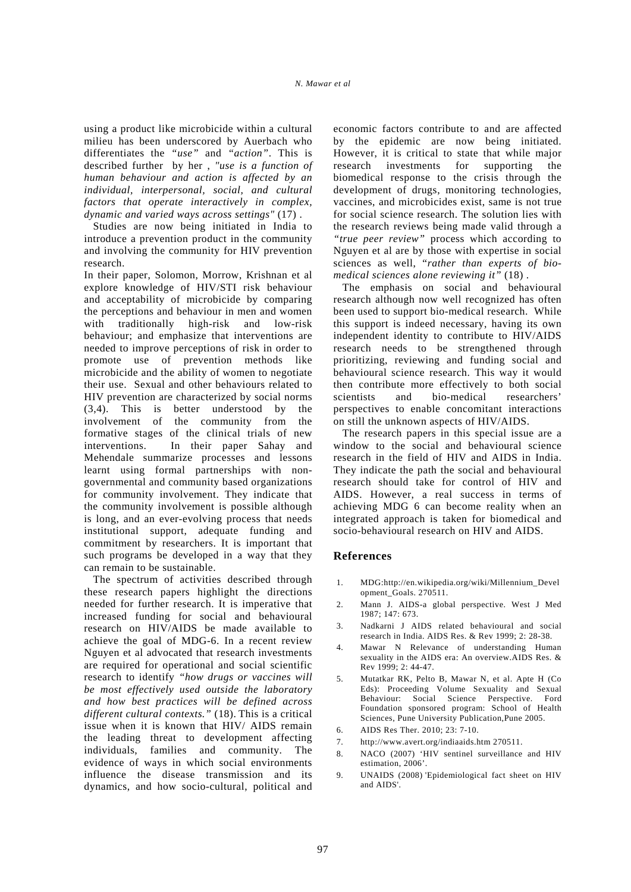using a product like microbicide within a cultural milieu has been underscored by Auerbach who differentiates the "*use*" and "*action*". This is described further by her , *"use is a function of human behaviour and action is affected by an individual, interpersonal, social, and cultural factors that operate interactively in complex, dynamic and varied ways across settings"* (17) .

Studies are now being initiated in India to introduce a prevention product in the community and involving the community for HIV prevention research.

In their paper, Solomon, Morrow, Krishnan et al explore knowledge of HIV/STI risk behaviour and acceptability of microbicide by comparing the perceptions and behaviour in men and women with traditionally high-risk and low-risk behaviour; and emphasize that interventions are needed to improve perceptions of risk in order to promote use of prevention methods like microbicide and the ability of women to negotiate their use. Sexual and other behaviours related to HIV prevention are characterized by social norms (3,4). This is better understood by the involvement of the community from the formative stages of the clinical trials of new interventions. In their paper Sahay and Mehendale summarize processes and lessons learnt using formal partnerships with non-governmental and community based organizations for community involvement. They indicate that the community involvement is possible although is long, and an ever-evolving process that needs institutional support, adequate funding and commitment by researchers. It is important that such programs be developed in a way that they can remain to be sustainable.

The spectrum of activities described through these research papers highlight the directions needed for further research. It is imperative that increased funding for social and behavioural research on HIV/AIDS be made available to achieve the goal of MDG-6. In a recent review Nguyen et al advocated that research investments are required for operational and social scientific research to identify *"how drugs or vaccines will be most effectively used outside the laboratory and how best practices will be defined across different cultural contexts."* (18). This is a critical issue when it is known that HIV/ AIDS remain the leading threat to development affecting individuals, families and community. The evidence of ways in which social environments influence the disease transmission and its dynamics, and how socio-cultural, political and economic factors contribute to and are affected by the epidemic are now being initiated. However, it is critical to state that while major research investments for supporting the biomedical response to the crisis through the development of drugs, monitoring technologies, vaccines, and microbicides exist, same is not true for social science research. The solution lies with the research reviews being made valid through a *"true peer review"* process which according to Nguyen et al are by those with expertise in social sciences as well, *"rather than experts of bio-medical sciences alone reviewing it"* (18) .

The emphasis on social and behavioural research although now well recognized has often been used to support bio-medical research. While this support is indeed necessary, having its own independent identity to contribute to HIV/AIDS research needs to be strengthened through prioritizing, reviewing and funding social and behavioural science research. This way it would then contribute more effectively to both social scientists and bio-medical researchers' perspectives to enable concomitant interactions on still the unknown aspects of HIV/AIDS.

The research papers in this special issue are a window to the social and behavioural science research in the field of HIV and AIDS in India. They indicate the path the social and behavioural research should take for control of HIV and AIDS. However, a real success in terms of achieving MDG 6 can become reality when an integrated approach is taken for biomedical and socio-behavioural research on HIV and AIDS.

## References

1. MDG:http://en.wikipedia.org/wiki/Millennium_Development_Goals. 270511.
2. Mann J. AIDS-a global perspective. West J Med 1987; 147: 673.
3. Nadkarni J AIDS related behavioural and social research in India. AIDS Res. & Rev 1999; 2: 28-38.
4. Mawar N Relevance of understanding Human sexuality in the AIDS era: An overview.AIDS Res. & Rev 1999; 2: 44-47.
5. Mutatkar RK, Pelto B, Mawar N, et al. Apte H (Co Eds): Proceeding Volume Sexuality and Sexual Behaviour: Social Science Perspective. Ford Foundation sponsored program: School of Health Sciences, Pune University Publication,Pune 2005.
6. AIDS Res Ther. 2010; 23: 7-10.
7. http://www.avert.org/indiaaids.htm 270511.
8. NACO (2007) 'HIV sentinel surveillance and HIV estimation, 2006'.
9. UNAIDS (2008) 'Epidemiological fact sheet on HIV and AIDS'.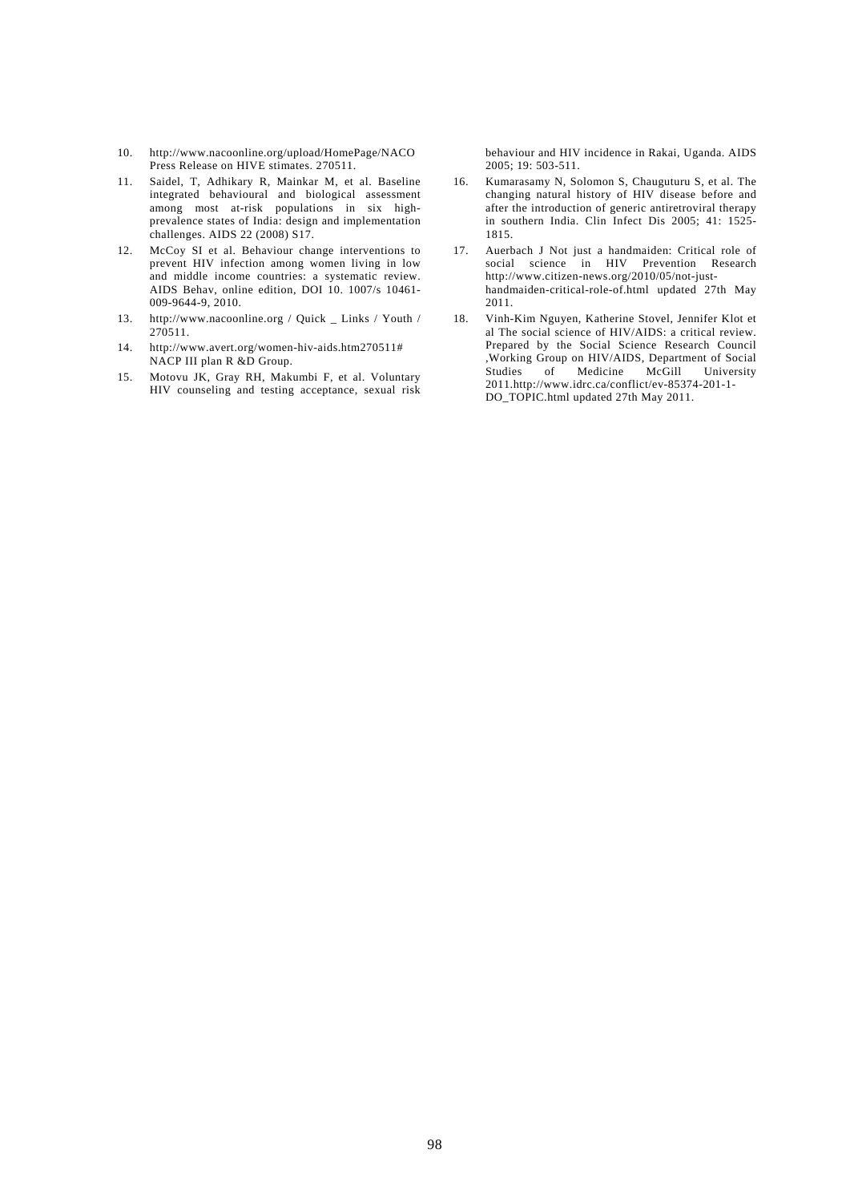10. http://www.nacoonline.org/upload/HomePage/NACO Press Release on HIVE stimates. 270511.
11. Saidel, T, Adhikary R, Mainkar M, et al. Baseline integrated behavioural and biological assessment among most at-risk populations in six high-prevalence states of India: design and implementation challenges. AIDS 22 (2008) S17.
12. McCoy SI et al. Behaviour change interventions to prevent HIV infection among women living in low and middle income countries: a systematic review. AIDS Behav, online edition, DOI 10. 1007/s 10461-009-9644-9, 2010.
13. http://www.nacoonline.org / Quick _ Links / Youth / 270511.
14. http://www.avert.org/women-hiv-aids.htm270511# NACP III plan R &D Group.
15. Motovu JK, Gray RH, Makumbi F, et al. Voluntary HIV counseling and testing acceptance, sexual risk behaviour and HIV incidence in Rakai, Uganda. AIDS 2005; 19: 503-511.
16. Kumarasamy N, Solomon S, Chauguturu S, et al. The changing natural history of HIV disease before and after the introduction of generic antiretroviral therapy in southern India. Clin Infect Dis 2005; 41: 1525-1815.
17. Auerbach J Not just a handmaiden: Critical role of social science in HIV Prevention Research http://www.citizen-news.org/2010/05/not-just-handmaiden-critical-role-of.html updated 27th May 2011.
18. Vinh-Kim Nguyen, Katherine Stovel, Jennifer Klot et al The social science of HIV/AIDS: a critical review. Prepared by the Social Science Research Council ,Working Group on HIV/AIDS, Department of Social Studies of Medicine McGill University 2011.http://www.idrc.ca/conflict/ev-85374-201-1-DO_TOPIC.html updated 27th May 2011.